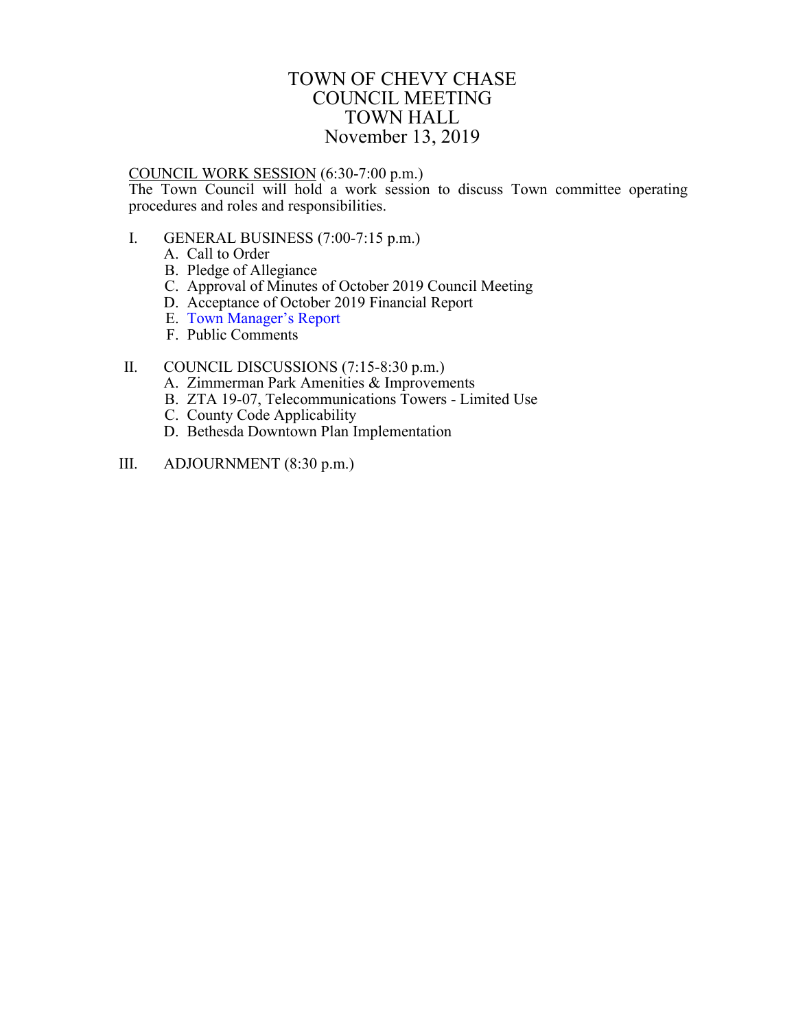# TOWN OF CHEVY CHASE
# COUNCIL MEETING
# TOWN HALL
# November 13, 2019

COUNCIL WORK SESSION (6:30-7:00 p.m.)
The Town Council will hold a work session to discuss Town committee operating procedures and roles and responsibilities.

I. GENERAL BUSINESS (7:00-7:15 p.m.)
   A. Call to Order
   B. Pledge of Allegiance
   C. Approval of Minutes of October 2019 Council Meeting
   D. Acceptance of October 2019 Financial Report
   E. Town Manager's Report
   F. Public Comments

II. COUNCIL DISCUSSIONS (7:15-8:30 p.m.)
   A. Zimmerman Park Amenities & Improvements
   B. ZTA 19-07, Telecommunications Towers - Limited Use
   C. County Code Applicability
   D. Bethesda Downtown Plan Implementation

III. ADJOURNMENT (8:30 p.m.)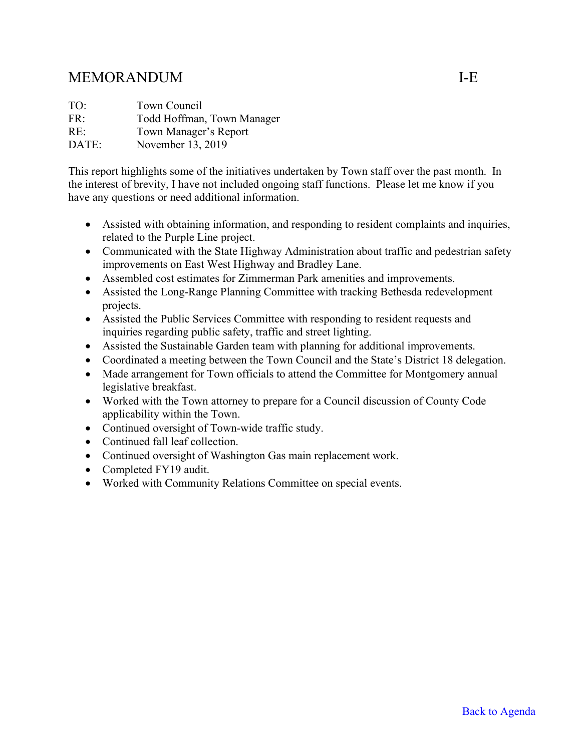# MEMORANDUM I-E

TO: Town Council
FR: Todd Hoffman, Town Manager
RE: Town Manager's Report
DATE: November 13, 2019

This report highlights some of the initiatives undertaken by Town staff over the past month. In the interest of brevity, I have not included ongoing staff functions. Please let me know if you have any questions or need additional information.

- Assisted with obtaining information, and responding to resident complaints and inquiries, related to the Purple Line project.
- Communicated with the State Highway Administration about traffic and pedestrian safety improvements on East West Highway and Bradley Lane.
- Assembled cost estimates for Zimmerman Park amenities and improvements.
- Assisted the Long-Range Planning Committee with tracking Bethesda redevelopment projects.
- Assisted the Public Services Committee with responding to resident requests and inquiries regarding public safety, traffic and street lighting.
- Assisted the Sustainable Garden team with planning for additional improvements.
- Coordinated a meeting between the Town Council and the State's District 18 delegation.
- Made arrangement for Town officials to attend the Committee for Montgomery annual legislative breakfast.
- Worked with the Town attorney to prepare for a Council discussion of County Code applicability within the Town.
- Continued oversight of Town-wide traffic study.
- Continued fall leaf collection.
- Continued oversight of Washington Gas main replacement work.
- Completed FY19 audit.
- Worked with Community Relations Committee on special events.

Back to Agenda